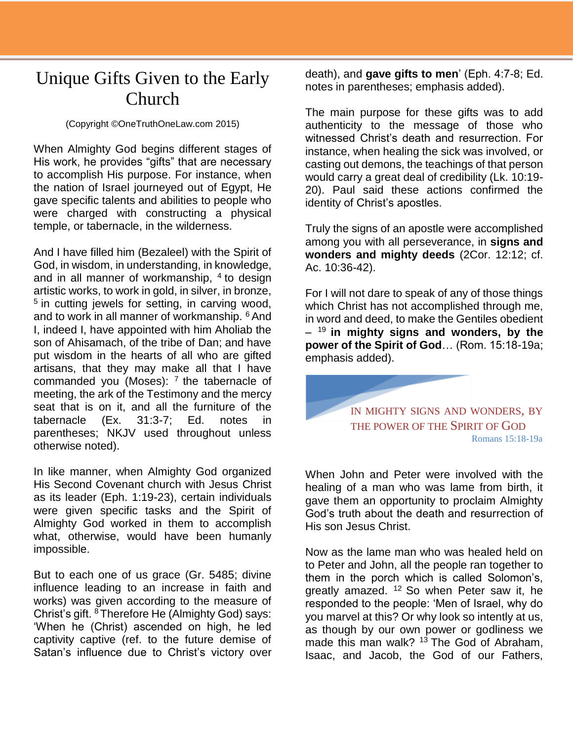# Unique Gifts Given to the Early Church

(Copyright ©OneTruthOneLaw.com 2015)

When Almighty God begins different stages of His work, he provides "gifts" that are necessary to accomplish His purpose. For instance, when the nation of Israel journeyed out of Egypt, He gave specific talents and abilities to people who were charged with constructing a physical temple, or tabernacle, in the wilderness.

And I have filled him (Bezaleel) with the Spirit of God, in wisdom, in understanding, in knowledge, and in all manner of workmanship, [4] to design artistic works, to work in gold, in silver, in bronze, [5] in cutting jewels for setting, in carving wood, and to work in all manner of workmanship. [6] And I, indeed I, have appointed with him Aholiab the son of Ahisamach, of the tribe of Dan; and have put wisdom in the hearts of all who are gifted artisans, that they may make all that I have commanded you (Moses): [7] the tabernacle of meeting, the ark of the Testimony and the mercy seat that is on it, and all the furniture of the tabernacle (Ex. 31:3-7; Ed. notes in parentheses; NKJV used throughout unless otherwise noted).

In like manner, when Almighty God organized His Second Covenant church with Jesus Christ as its leader (Eph. 1:19-23), certain individuals were given specific tasks and the Spirit of Almighty God worked in them to accomplish what, otherwise, would have been humanly impossible.

But to each one of us grace (Gr. 5485; divine influence leading to an increase in faith and works) was given according to the measure of Christ's gift. [8] Therefore He (Almighty God) says: 'When he (Christ) ascended on high, he led captivity captive (ref. to the future demise of Satan's influence due to Christ's victory over death), and **gave gifts to men**' (Eph. 4:7-8; Ed. notes in parentheses; emphasis added).

The main purpose for these gifts was to add authenticity to the message of those who witnessed Christ's death and resurrection. For instance, when healing the sick was involved, or casting out demons, the teachings of that person would carry a great deal of credibility (Lk. 10:19-20). Paul said these actions confirmed the identity of Christ's apostles.

Truly the signs of an apostle were accomplished among you with all perseverance, in **signs and wonders and mighty deeds** (2Cor. 12:12; cf. Ac. 10:36-42).

For I will not dare to speak of any of those things which Christ has not accomplished through me, in word and deed, to make the Gentiles obedient – [19] **in mighty signs and wonders, by the power of the Spirit of God**… (Rom. 15:18-19a; emphasis added).

IN MIGHTY SIGNS AND WONDERS, BY THE POWER OF THE SPIRIT OF GOD
Romans 15:18-19a

When John and Peter were involved with the healing of a man who was lame from birth, it gave them an opportunity to proclaim Almighty God's truth about the death and resurrection of His son Jesus Christ.

Now as the lame man who was healed held on to Peter and John, all the people ran together to them in the porch which is called Solomon's, greatly amazed. [12] So when Peter saw it, he responded to the people: 'Men of Israel, why do you marvel at this? Or why look so intently at us, as though by our own power or godliness we made this man walk? [13] The God of Abraham, Isaac, and Jacob, the God of our Fathers,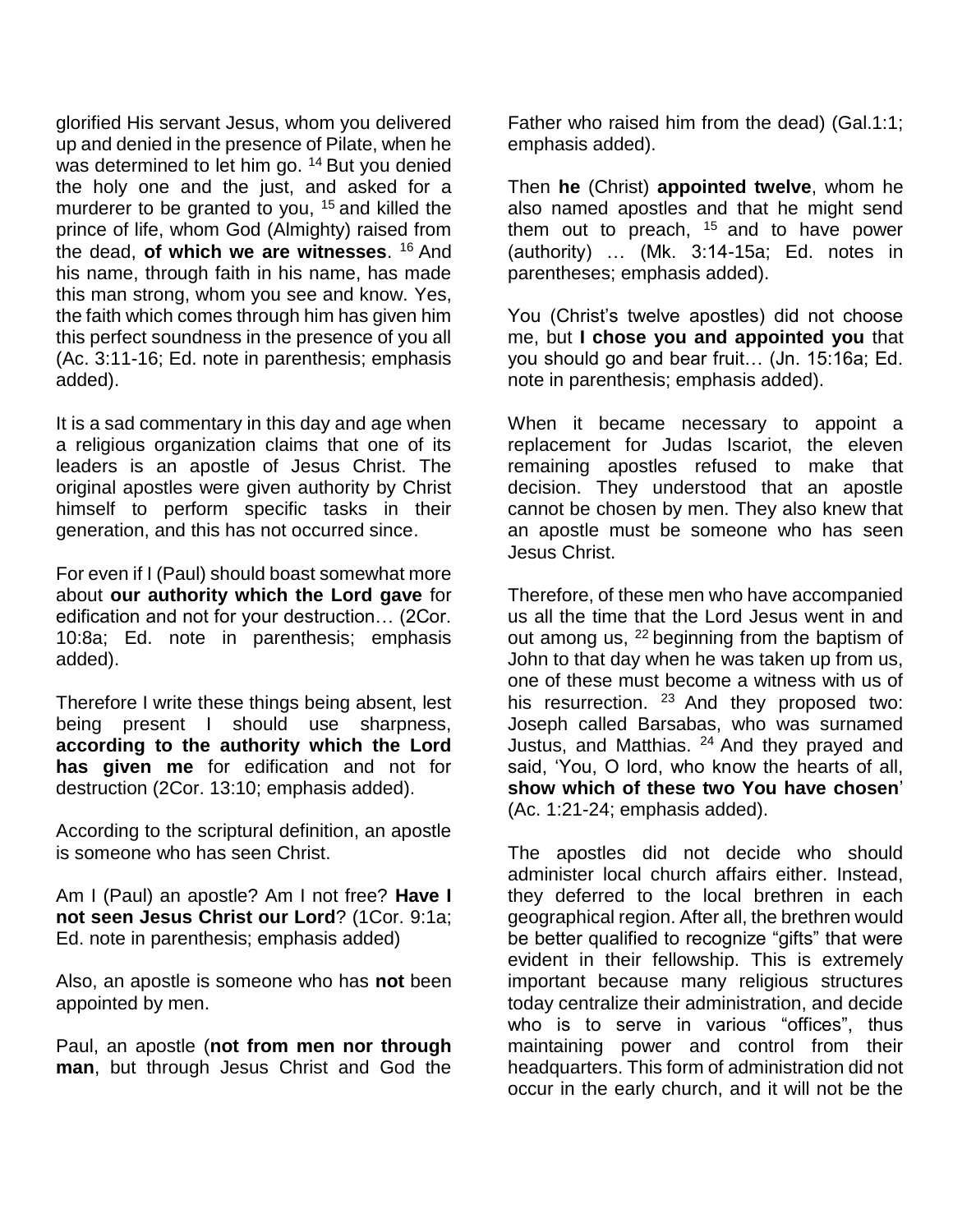glorified His servant Jesus, whom you delivered up and denied in the presence of Pilate, when he was determined to let him go. [14] But you denied the holy one and the just, and asked for a murderer to be granted to you, [15] and killed the prince of life, whom God (Almighty) raised from the dead, **of which we are witnesses**. [16] And his name, through faith in his name, has made this man strong, whom you see and know. Yes, the faith which comes through him has given him this perfect soundness in the presence of you all (Ac. 3:11-16; Ed. note in parenthesis; emphasis added).

It is a sad commentary in this day and age when a religious organization claims that one of its leaders is an apostle of Jesus Christ. The original apostles were given authority by Christ himself to perform specific tasks in their generation, and this has not occurred since.

For even if I (Paul) should boast somewhat more about **our authority which the Lord gave** for edification and not for your destruction… (2Cor. 10:8a; Ed. note in parenthesis; emphasis added).

Therefore I write these things being absent, lest being present I should use sharpness, **according to the authority which the Lord has given me** for edification and not for destruction (2Cor. 13:10; emphasis added).

According to the scriptural definition, an apostle is someone who has seen Christ.

Am I (Paul) an apostle? Am I not free? **Have I not seen Jesus Christ our Lord**? (1Cor. 9:1a; Ed. note in parenthesis; emphasis added)

Also, an apostle is someone who has **not** been appointed by men.

Paul, an apostle (**not from men nor through man**, but through Jesus Christ and God the Father who raised him from the dead) (Gal.1:1; emphasis added).

Then **he** (Christ) **appointed twelve**, whom he also named apostles and that he might send them out to preach, [15] and to have power (authority) … (Mk. 3:14-15a; Ed. notes in parentheses; emphasis added).

You (Christ's twelve apostles) did not choose me, but **I chose you and appointed you** that you should go and bear fruit… (Jn. 15:16a; Ed. note in parenthesis; emphasis added).

When it became necessary to appoint a replacement for Judas Iscariot, the eleven remaining apostles refused to make that decision. They understood that an apostle cannot be chosen by men. They also knew that an apostle must be someone who has seen Jesus Christ.

Therefore, of these men who have accompanied us all the time that the Lord Jesus went in and out among us, [22] beginning from the baptism of John to that day when he was taken up from us, one of these must become a witness with us of his resurrection. [23] And they proposed two: Joseph called Barsabas, who was surnamed Justus, and Matthias. [24] And they prayed and said, 'You, O lord, who know the hearts of all, **show which of these two You have chosen**' (Ac. 1:21-24; emphasis added).

The apostles did not decide who should administer local church affairs either. Instead, they deferred to the local brethren in each geographical region. After all, the brethren would be better qualified to recognize "gifts" that were evident in their fellowship. This is extremely important because many religious structures today centralize their administration, and decide who is to serve in various "offices", thus maintaining power and control from their headquarters. This form of administration did not occur in the early church, and it will not be the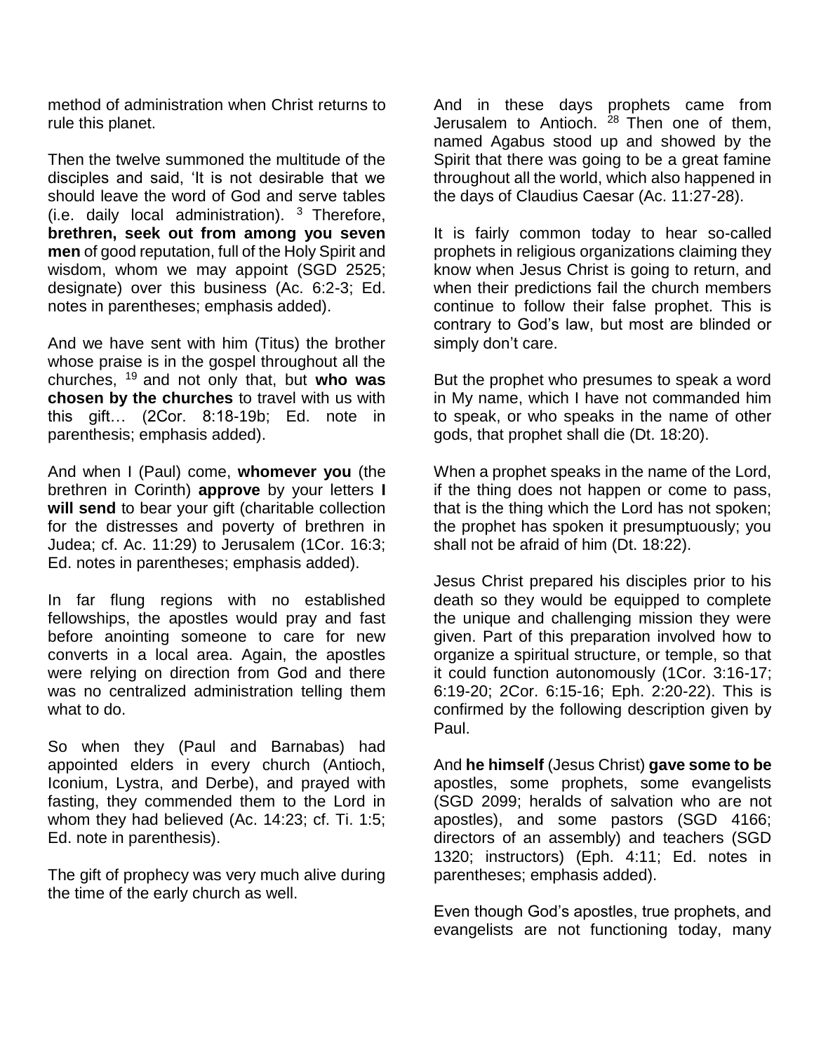method of administration when Christ returns to rule this planet.

Then the twelve summoned the multitude of the disciples and said, 'It is not desirable that we should leave the word of God and serve tables (i.e. daily local administration). [3] Therefore, **brethren, seek out from among you seven men** of good reputation, full of the Holy Spirit and wisdom, whom we may appoint (SGD 2525; designate) over this business (Ac. 6:2-3; Ed. notes in parentheses; emphasis added).

And we have sent with him (Titus) the brother whose praise is in the gospel throughout all the churches, [19] and not only that, but **who was chosen by the churches** to travel with us with this gift… (2Cor. 8:18-19b; Ed. note in parenthesis; emphasis added).

And when I (Paul) come, **whomever you** (the brethren in Corinth) **approve** by your letters **I will send** to bear your gift (charitable collection for the distresses and poverty of brethren in Judea; cf. Ac. 11:29) to Jerusalem (1Cor. 16:3; Ed. notes in parentheses; emphasis added).

In far flung regions with no established fellowships, the apostles would pray and fast before anointing someone to care for new converts in a local area. Again, the apostles were relying on direction from God and there was no centralized administration telling them what to do.

So when they (Paul and Barnabas) had appointed elders in every church (Antioch, Iconium, Lystra, and Derbe), and prayed with fasting, they commended them to the Lord in whom they had believed (Ac. 14:23; cf. Ti. 1:5; Ed. note in parenthesis).

The gift of prophecy was very much alive during the time of the early church as well.

And in these days prophets came from Jerusalem to Antioch. [28] Then one of them, named Agabus stood up and showed by the Spirit that there was going to be a great famine throughout all the world, which also happened in the days of Claudius Caesar (Ac. 11:27-28).

It is fairly common today to hear so-called prophets in religious organizations claiming they know when Jesus Christ is going to return, and when their predictions fail the church members continue to follow their false prophet. This is contrary to God's law, but most are blinded or simply don't care.

But the prophet who presumes to speak a word in My name, which I have not commanded him to speak, or who speaks in the name of other gods, that prophet shall die (Dt. 18:20).

When a prophet speaks in the name of the Lord, if the thing does not happen or come to pass, that is the thing which the Lord has not spoken; the prophet has spoken it presumptuously; you shall not be afraid of him (Dt. 18:22).

Jesus Christ prepared his disciples prior to his death so they would be equipped to complete the unique and challenging mission they were given. Part of this preparation involved how to organize a spiritual structure, or temple, so that it could function autonomously (1Cor. 3:16-17; 6:19-20; 2Cor. 6:15-16; Eph. 2:20-22). This is confirmed by the following description given by Paul.

And **he himself** (Jesus Christ) **gave some to be** apostles, some prophets, some evangelists (SGD 2099; heralds of salvation who are not apostles), and some pastors (SGD 4166; directors of an assembly) and teachers (SGD 1320; instructors) (Eph. 4:11; Ed. notes in parentheses; emphasis added).

Even though God's apostles, true prophets, and evangelists are not functioning today, many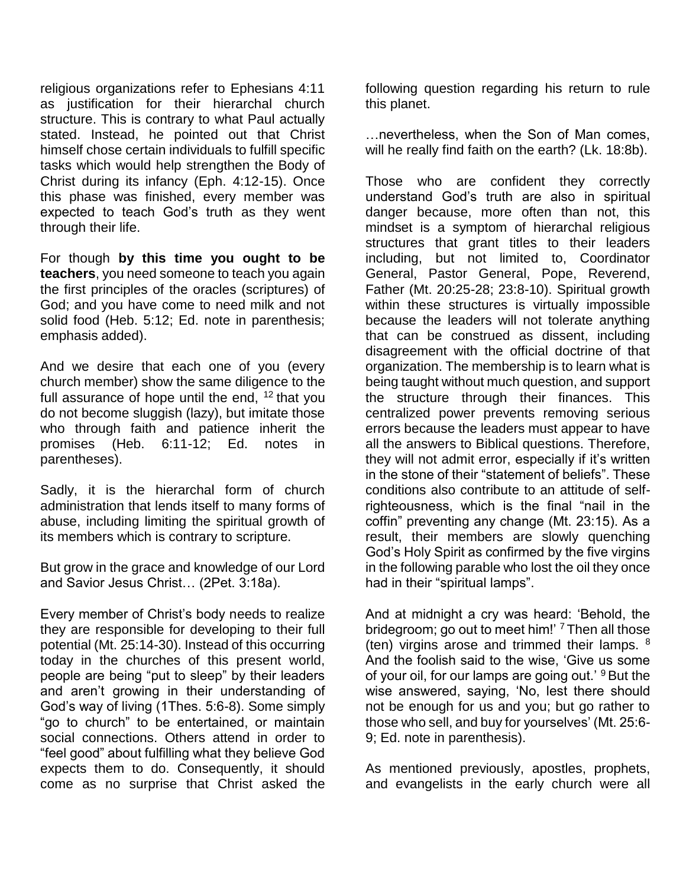religious organizations refer to Ephesians 4:11 as justification for their hierarchal church structure. This is contrary to what Paul actually stated. Instead, he pointed out that Christ himself chose certain individuals to fulfill specific tasks which would help strengthen the Body of Christ during its infancy (Eph. 4:12-15). Once this phase was finished, every member was expected to teach God's truth as they went through their life.

For though **by this time you ought to be teachers**, you need someone to teach you again the first principles of the oracles (scriptures) of God; and you have come to need milk and not solid food (Heb. 5:12; Ed. note in parenthesis; emphasis added).

And we desire that each one of you (every church member) show the same diligence to the full assurance of hope until the end, [12] that you do not become sluggish (lazy), but imitate those who through faith and patience inherit the promises (Heb. 6:11-12; Ed. notes in parentheses).

Sadly, it is the hierarchal form of church administration that lends itself to many forms of abuse, including limiting the spiritual growth of its members which is contrary to scripture.

But grow in the grace and knowledge of our Lord and Savior Jesus Christ… (2Pet. 3:18a).

Every member of Christ's body needs to realize they are responsible for developing to their full potential (Mt. 25:14-30). Instead of this occurring today in the churches of this present world, people are being "put to sleep" by their leaders and aren't growing in their understanding of God's way of living (1Thes. 5:6-8). Some simply "go to church" to be entertained, or maintain social connections. Others attend in order to "feel good" about fulfilling what they believe God expects them to do. Consequently, it should come as no surprise that Christ asked the following question regarding his return to rule this planet.

…nevertheless, when the Son of Man comes, will he really find faith on the earth? (Lk. 18:8b).

Those who are confident they correctly understand God's truth are also in spiritual danger because, more often than not, this mindset is a symptom of hierarchal religious structures that grant titles to their leaders including, but not limited to, Coordinator General, Pastor General, Pope, Reverend, Father (Mt. 20:25-28; 23:8-10). Spiritual growth within these structures is virtually impossible because the leaders will not tolerate anything that can be construed as dissent, including disagreement with the official doctrine of that organization. The membership is to learn what is being taught without much question, and support the structure through their finances. This centralized power prevents removing serious errors because the leaders must appear to have all the answers to Biblical questions. Therefore, they will not admit error, especially if it's written in the stone of their "statement of beliefs". These conditions also contribute to an attitude of self-righteousness, which is the final "nail in the coffin" preventing any change (Mt. 23:15). As a result, their members are slowly quenching God's Holy Spirit as confirmed by the five virgins in the following parable who lost the oil they once had in their "spiritual lamps".

And at midnight a cry was heard: 'Behold, the bridegroom; go out to meet him!' [7] Then all those (ten) virgins arose and trimmed their lamps. [8] And the foolish said to the wise, 'Give us some of your oil, for our lamps are going out.' [9] But the wise answered, saying, 'No, lest there should not be enough for us and you; but go rather to those who sell, and buy for yourselves' (Mt. 25:6-9; Ed. note in parenthesis).

As mentioned previously, apostles, prophets, and evangelists in the early church were all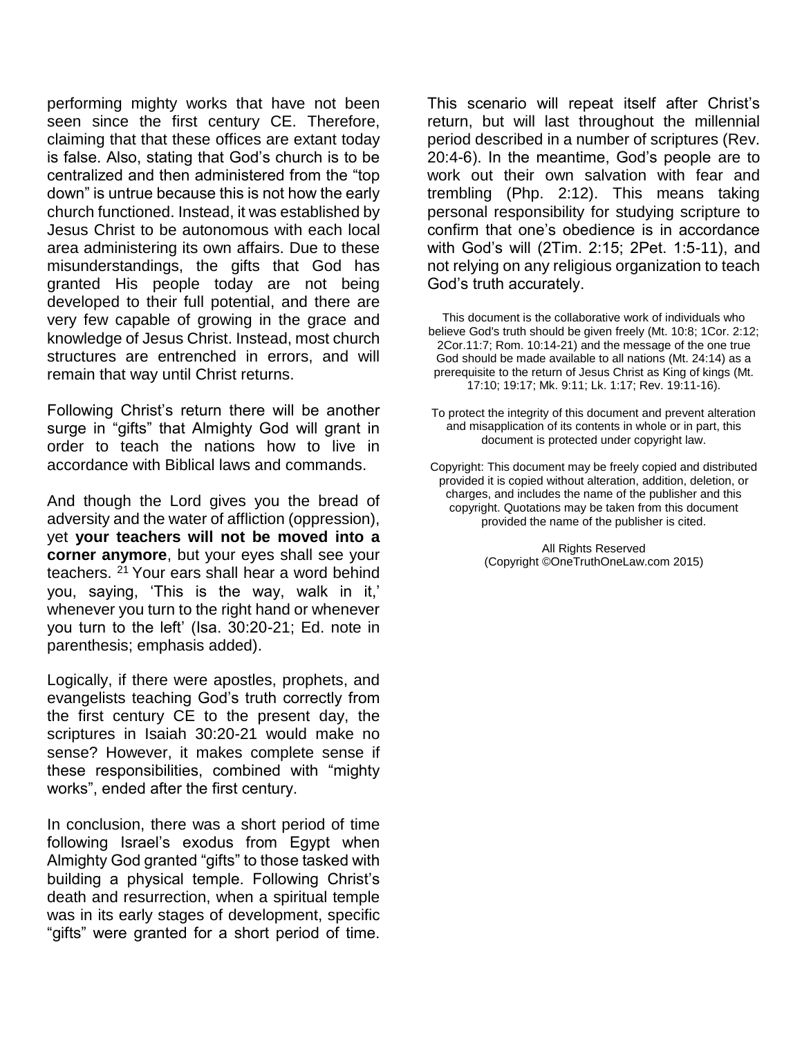performing mighty works that have not been seen since the first century CE. Therefore, claiming that that these offices are extant today is false. Also, stating that God's church is to be centralized and then administered from the "top down" is untrue because this is not how the early church functioned. Instead, it was established by Jesus Christ to be autonomous with each local area administering its own affairs. Due to these misunderstandings, the gifts that God has granted His people today are not being developed to their full potential, and there are very few capable of growing in the grace and knowledge of Jesus Christ. Instead, most church structures are entrenched in errors, and will remain that way until Christ returns.

Following Christ's return there will be another surge in "gifts" that Almighty God will grant in order to teach the nations how to live in accordance with Biblical laws and commands.

And though the Lord gives you the bread of adversity and the water of affliction (oppression), yet **your teachers will not be moved into a corner anymore**, but your eyes shall see your teachers. [21] Your ears shall hear a word behind you, saying, 'This is the way, walk in it,' whenever you turn to the right hand or whenever you turn to the left' (Isa. 30:20-21; Ed. note in parenthesis; emphasis added).

Logically, if there were apostles, prophets, and evangelists teaching God's truth correctly from the first century CE to the present day, the scriptures in Isaiah 30:20-21 would make no sense? However, it makes complete sense if these responsibilities, combined with "mighty works", ended after the first century.

In conclusion, there was a short period of time following Israel's exodus from Egypt when Almighty God granted "gifts" to those tasked with building a physical temple. Following Christ's death and resurrection, when a spiritual temple was in its early stages of development, specific "gifts" were granted for a short period of time. This scenario will repeat itself after Christ's return, but will last throughout the millennial period described in a number of scriptures (Rev. 20:4-6). In the meantime, God's people are to work out their own salvation with fear and trembling (Php. 2:12). This means taking personal responsibility for studying scripture to confirm that one's obedience is in accordance with God's will (2Tim. 2:15; 2Pet. 1:5-11), and not relying on any religious organization to teach God's truth accurately.

This document is the collaborative work of individuals who believe God's truth should be given freely (Mt. 10:8; 1Cor. 2:12; 2Cor.11:7; Rom. 10:14-21) and the message of the one true God should be made available to all nations (Mt. 24:14) as a prerequisite to the return of Jesus Christ as King of kings (Mt. 17:10; 19:17; Mk. 9:11; Lk. 1:17; Rev. 19:11-16).

To protect the integrity of this document and prevent alteration and misapplication of its contents in whole or in part, this document is protected under copyright law.

Copyright: This document may be freely copied and distributed provided it is copied without alteration, addition, deletion, or charges, and includes the name of the publisher and this copyright. Quotations may be taken from this document provided the name of the publisher is cited.

All Rights Reserved
(Copyright ©OneTruthOneLaw.com 2015)